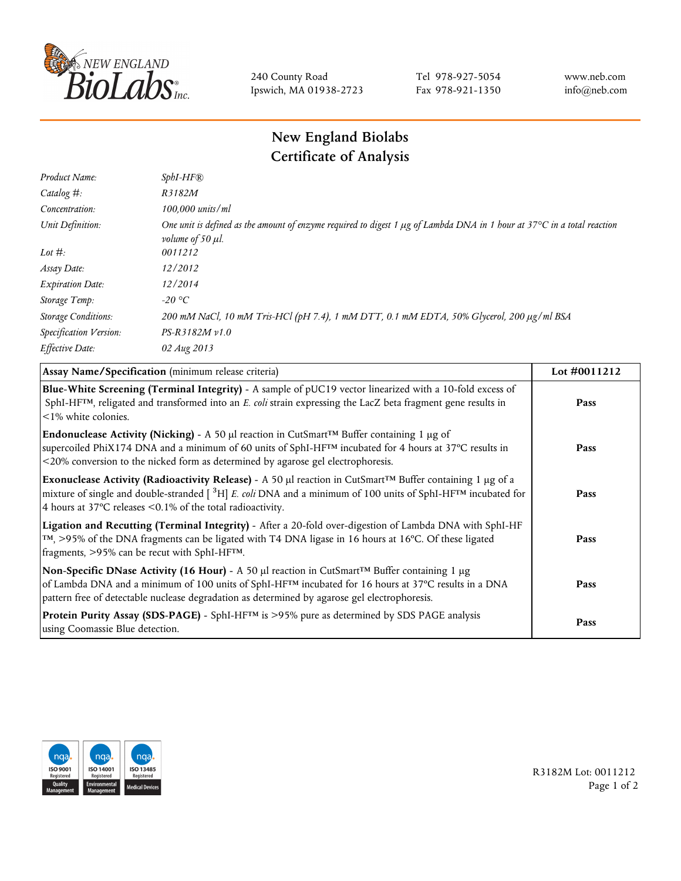240 County Road
Ipswich, MA 01938-2723

Tel 978-927-5054
Fax 978-921-1350

www.neb.com
info@neb.com

# New England Biolabs
# Certificate of Analysis

| | |
|---|---|
| *Product Name:* | *SphI-HF®* |
| *Catalog #:* | *R3182M* |
| *Concentration:* | *100,000 units/ml* |
| *Unit Definition:* | *One unit is defined as the amount of enzyme required to digest 1 µg of Lambda DNA in 1 hour at 37°C in a total reaction volume of 50 µl.* |
| *Lot #:* | *0011212* |
| *Assay Date:* | *12/2012* |
| *Expiration Date:* | *12/2014* |
| *Storage Temp:* | *-20 °C* |
| *Storage Conditions:* | *200 mM NaCl, 10 mM Tris-HCl (pH 7.4), 1 mM DTT, 0.1 mM EDTA, 50% Glycerol, 200 µg/ml BSA* |
| *Specification Version:* | *PS-R3182M v1.0* |
| *Effective Date:* | *02 Aug 2013* |

| **Assay Name/Specification** (minimum release criteria) | **Lot #0011212** |
|---|---|
| **Blue-White Screening (Terminal Integrity)** - A sample of pUC19 vector linearized with a 10-fold excess of SphI-HF™, religated and transformed into an *E. coli* strain expressing the LacZ beta fragment gene results in <1% white colonies. | **Pass** |
| **Endonuclease Activity (Nicking)** - A 50 µl reaction in CutSmart™ Buffer containing 1 µg of supercoiled PhiX174 DNA and a minimum of 60 units of SphI-HF™ incubated for 4 hours at 37°C results in <20% conversion to the nicked form as determined by agarose gel electrophoresis. | **Pass** |
| **Exonuclease Activity (Radioactivity Release)** - A 50 µl reaction in CutSmart™ Buffer containing 1 µg of a mixture of single and double-stranded [ $^{3}$H] *E. coli* DNA and a minimum of 100 units of SphI-HF™ incubated for 4 hours at 37°C releases <0.1% of the total radioactivity. | **Pass** |
| **Ligation and Recutting (Terminal Integrity)** - After a 20-fold over-digestion of Lambda DNA with SphI-HF™, >95% of the DNA fragments can be ligated with T4 DNA ligase in 16 hours at 16°C. Of these ligated fragments, >95% can be recut with SphI-HF™. | **Pass** |
| **Non-Specific DNase Activity (16 Hour)** - A 50 µl reaction in CutSmart™ Buffer containing 1 µg of Lambda DNA and a minimum of 100 units of SphI-HF™ incubated for 16 hours at 37°C results in a DNA pattern free of detectable nuclease degradation as determined by agarose gel electrophoresis. | **Pass** |
| **Protein Purity Assay (SDS-PAGE)** - SphI-HF™ is >95% pure as determined by SDS PAGE analysis using Coomassie Blue detection. | **Pass** |

R3182M Lot: 0011212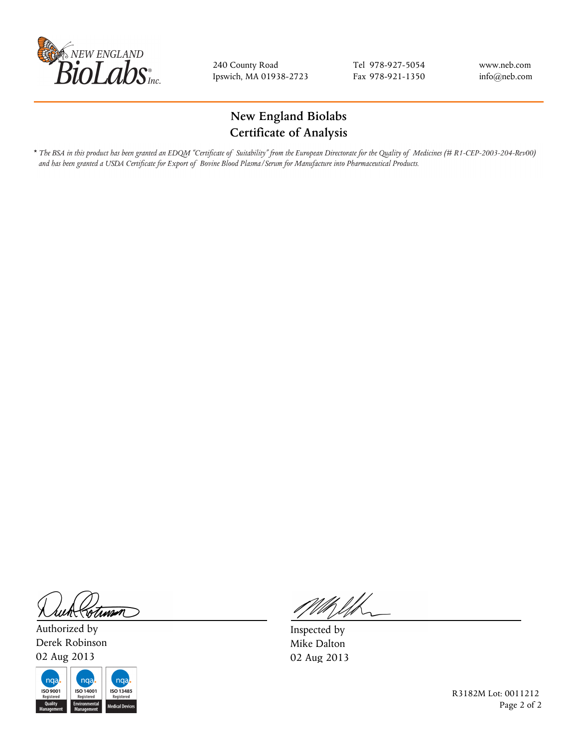# New England Biolabs
# Certificate of Analysis

* *The BSA in this product has been granted an EDQM "Certificate of Suitability" from the European Directorate for the Quality of Medicines (# R1-CEP-2003-204-Rev00) and has been granted a USDA Certificate for Export of Bovine Blood Plasma/Serum for Manufacture into Pharmaceutical Products.*

Authorized by
Derek Robinson
02 Aug 2013

Inspected by
Mike Dalton
02 Aug 2013

R3182M Lot: 0011212